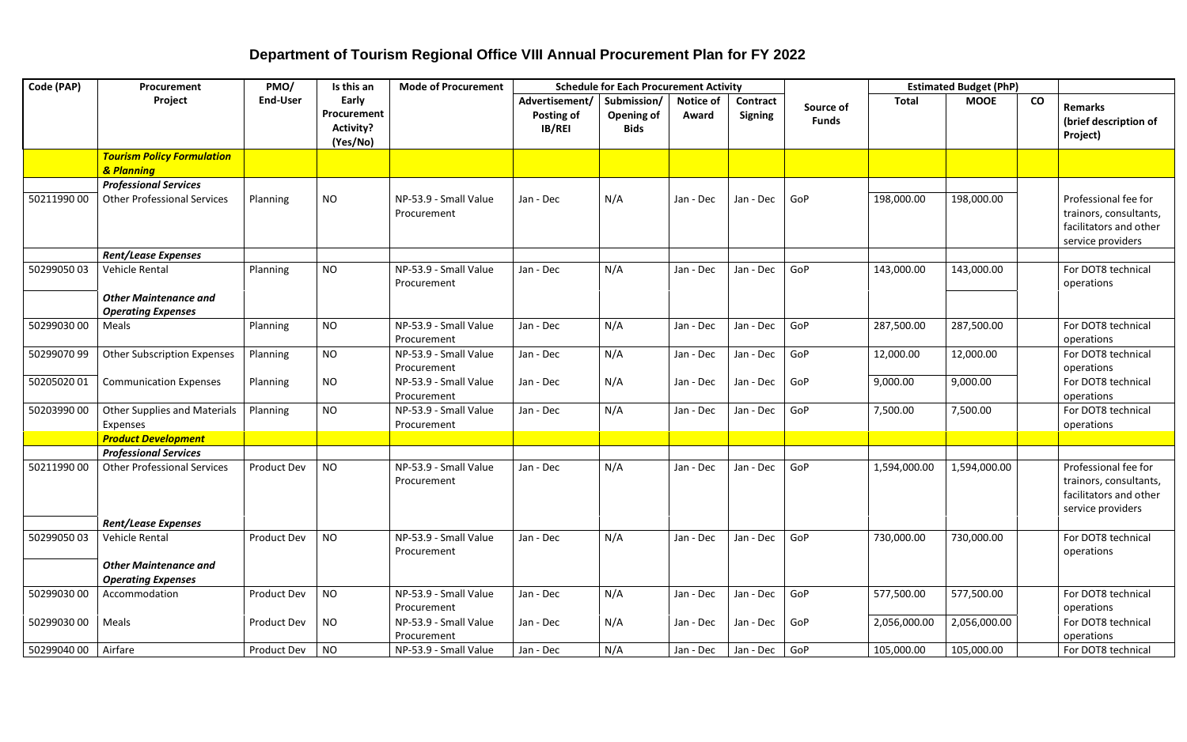# Department of Tourism Regional Office VIII Annual Procurement Plan for FY 2022

| Code (PAP) | Procurement Project | PMO/ End-User | Is this an Early Procurement Activity? (Yes/No) | Mode of Procurement | Schedule for Each Procurement Activity | | | | Source of Funds | Estimated Budget (PhP) | | | Remarks (brief description of Project) |
|---|---|---|---|---|---|---|---|---|---|---|---|---|---|
| | | | | | Advertisement/ Posting of IB/REI | Submission/ Opening of Bids | Notice of Award | Contract Signing | | Total | MOOE | CO | |
| | ***Tourism Policy Formulation & Planning*** | | | | | | | | | | | | |
| | ***Professional Services*** | | | | | | | | | | | | |
| 50211990 00 | Other Professional Services | Planning | NO | NP-53.9 - Small Value Procurement | Jan - Dec | N/A | Jan - Dec | Jan - Dec | GoP | 198,000.00 | 198,000.00 | | Professional fee for trainors, consultants, facilitators and other service providers |
| | ***Rent/Lease Expenses*** | | | | | | | | | | | | |
| 50299050 03 | Vehicle Rental | Planning | NO | NP-53.9 - Small Value Procurement | Jan - Dec | N/A | Jan - Dec | Jan - Dec | GoP | 143,000.00 | 143,000.00 | | For DOT8 technical operations |
| | ***Other Maintenance and Operating Expenses*** | | | | | | | | | | | | |
| 50299030 00 | Meals | Planning | NO | NP-53.9 - Small Value Procurement | Jan - Dec | N/A | Jan - Dec | Jan - Dec | GoP | 287,500.00 | 287,500.00 | | For DOT8 technical operations |
| 50299070 99 | Other Subscription Expenses | Planning | NO | NP-53.9 - Small Value Procurement | Jan - Dec | N/A | Jan - Dec | Jan - Dec | GoP | 12,000.00 | 12,000.00 | | For DOT8 technical operations |
| 50205020 01 | Communication Expenses | Planning | NO | NP-53.9 - Small Value Procurement | Jan - Dec | N/A | Jan - Dec | Jan - Dec | GoP | 9,000.00 | 9,000.00 | | For DOT8 technical operations |
| 50203990 00 | Other Supplies and Materials Expenses | Planning | NO | NP-53.9 - Small Value Procurement | Jan - Dec | N/A | Jan - Dec | Jan - Dec | GoP | 7,500.00 | 7,500.00 | | For DOT8 technical operations |
| | ***Product Development*** | | | | | | | | | | | | |
| | ***Professional Services*** | | | | | | | | | | | | |
| 50211990 00 | Other Professional Services | Product Dev | NO | NP-53.9 - Small Value Procurement | Jan - Dec | N/A | Jan - Dec | Jan - Dec | GoP | 1,594,000.00 | 1,594,000.00 | | Professional fee for trainors, consultants, facilitators and other service providers |
| | ***Rent/Lease Expenses*** | | | | | | | | | | | | |
| 50299050 03 | Vehicle Rental | Product Dev | NO | NP-53.9 - Small Value Procurement | Jan - Dec | N/A | Jan - Dec | Jan - Dec | GoP | 730,000.00 | 730,000.00 | | For DOT8 technical operations |
| | ***Other Maintenance and Operating Expenses*** | | | | | | | | | | | | |
| 50299030 00 | Accommodation | Product Dev | NO | NP-53.9 - Small Value Procurement | Jan - Dec | N/A | Jan - Dec | Jan - Dec | GoP | 577,500.00 | 577,500.00 | | For DOT8 technical operations |
| 50299030 00 | Meals | Product Dev | NO | NP-53.9 - Small Value Procurement | Jan - Dec | N/A | Jan - Dec | Jan - Dec | GoP | 2,056,000.00 | 2,056,000.00 | | For DOT8 technical operations |
| 50299040 00 | Airfare | Product Dev | NO | NP-53.9 - Small Value | Jan - Dec | N/A | Jan - Dec | Jan - Dec | GoP | 105,000.00 | 105,000.00 | | For DOT8 technical |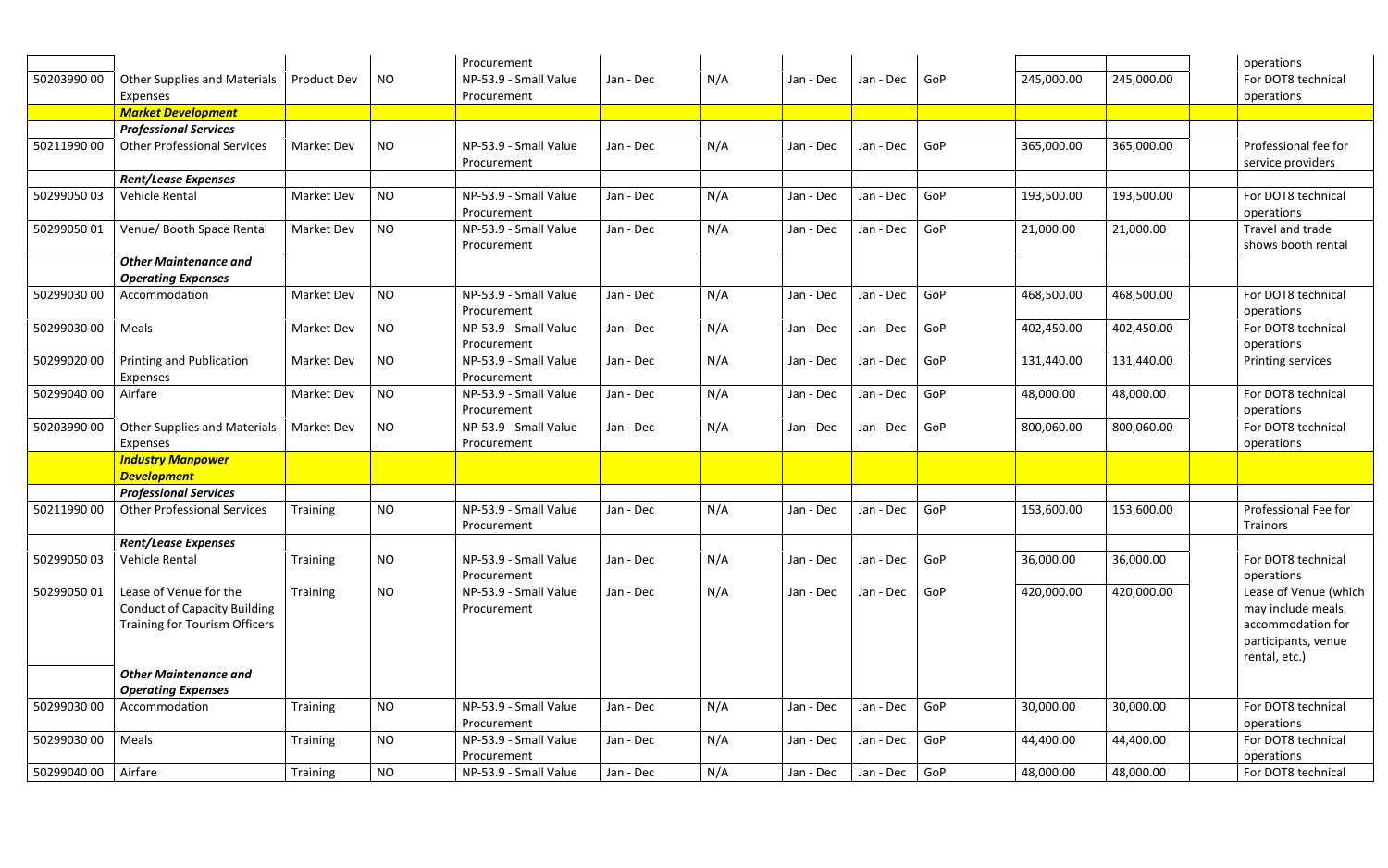| | | | | | | | | | | | | | |
|---|---|---|---|---|---|---|---|---|---|---|---|---|---|
| | | | | Procurement | | | | | | | | | operations |
| 50203990 00 | Other Supplies and Materials Expenses | Product Dev | NO | NP-53.9 - Small Value Procurement | Jan - Dec | N/A | Jan - Dec | Jan - Dec | GoP | 245,000.00 | 245,000.00 | | For DOT8 technical operations |
| | ***Market Development*** | | | | | | | | | | | | |
| | ***Professional Services*** | | | | | | | | | | | | |
| 50211990 00 | Other Professional Services | Market Dev | NO | NP-53.9 - Small Value Procurement | Jan - Dec | N/A | Jan - Dec | Jan - Dec | GoP | 365,000.00 | 365,000.00 | | Professional fee for service providers |
| | ***Rent/Lease Expenses*** | | | | | | | | | | | | |
| 50299050 03 | Vehicle Rental | Market Dev | NO | NP-53.9 - Small Value Procurement | Jan - Dec | N/A | Jan - Dec | Jan - Dec | GoP | 193,500.00 | 193,500.00 | | For DOT8 technical operations |
| 50299050 01 | Venue/ Booth Space Rental | Market Dev | NO | NP-53.9 - Small Value Procurement | Jan - Dec | N/A | Jan - Dec | Jan - Dec | GoP | 21,000.00 | 21,000.00 | | Travel and trade shows booth rental |
| | ***Other Maintenance and Operating Expenses*** | | | | | | | | | | | | |
| 50299030 00 | Accommodation | Market Dev | NO | NP-53.9 - Small Value Procurement | Jan - Dec | N/A | Jan - Dec | Jan - Dec | GoP | 468,500.00 | 468,500.00 | | For DOT8 technical operations |
| 50299030 00 | Meals | Market Dev | NO | NP-53.9 - Small Value Procurement | Jan - Dec | N/A | Jan - Dec | Jan - Dec | GoP | 402,450.00 | 402,450.00 | | For DOT8 technical operations |
| 50299020 00 | Printing and Publication Expenses | Market Dev | NO | NP-53.9 - Small Value Procurement | Jan - Dec | N/A | Jan - Dec | Jan - Dec | GoP | 131,440.00 | 131,440.00 | | Printing services |
| 50299040 00 | Airfare | Market Dev | NO | NP-53.9 - Small Value Procurement | Jan - Dec | N/A | Jan - Dec | Jan - Dec | GoP | 48,000.00 | 48,000.00 | | For DOT8 technical operations |
| 50203990 00 | Other Supplies and Materials Expenses | Market Dev | NO | NP-53.9 - Small Value Procurement | Jan - Dec | N/A | Jan - Dec | Jan - Dec | GoP | 800,060.00 | 800,060.00 | | For DOT8 technical operations |
| | ***Industry Manpower Development*** | | | | | | | | | | | | |
| | ***Professional Services*** | | | | | | | | | | | | |
| 50211990 00 | Other Professional Services | Training | NO | NP-53.9 - Small Value Procurement | Jan - Dec | N/A | Jan - Dec | Jan - Dec | GoP | 153,600.00 | 153,600.00 | | Professional Fee for Trainors |
| | ***Rent/Lease Expenses*** | | | | | | | | | | | | |
| 50299050 03 | Vehicle Rental | Training | NO | NP-53.9 - Small Value Procurement | Jan - Dec | N/A | Jan - Dec | Jan - Dec | GoP | 36,000.00 | 36,000.00 | | For DOT8 technical operations |
| 50299050 01 | Lease of Venue for the Conduct of Capacity Building Training for Tourism Officers | Training | NO | NP-53.9 - Small Value Procurement | Jan - Dec | N/A | Jan - Dec | Jan - Dec | GoP | 420,000.00 | 420,000.00 | | Lease of Venue (which may include meals, accommodation for participants, venue rental, etc.) |
| | ***Other Maintenance and Operating Expenses*** | | | | | | | | | | | | |
| 50299030 00 | Accommodation | Training | NO | NP-53.9 - Small Value Procurement | Jan - Dec | N/A | Jan - Dec | Jan - Dec | GoP | 30,000.00 | 30,000.00 | | For DOT8 technical operations |
| 50299030 00 | Meals | Training | NO | NP-53.9 - Small Value Procurement | Jan - Dec | N/A | Jan - Dec | Jan - Dec | GoP | 44,400.00 | 44,400.00 | | For DOT8 technical operations |
| 50299040 00 | Airfare | Training | NO | NP-53.9 - Small Value | Jan - Dec | N/A | Jan - Dec | Jan - Dec | GoP | 48,000.00 | 48,000.00 | | For DOT8 technical |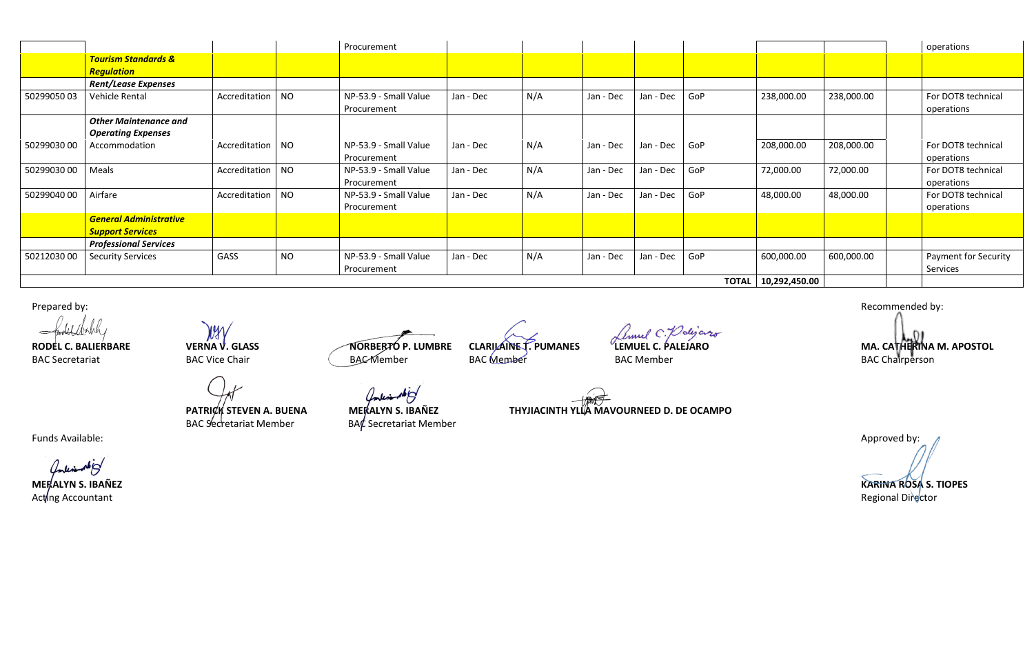| | | | | | | | | | | | | | |
|---|---|---|---|---|---|---|---|---|---|---|---|---|---|
| | | | | Procurement | | | | | | | | | operations |
| | ***Tourism Standards & Regulation*** | | | | | | | | | | | | |
| | ***Rent/Lease Expenses*** | | | | | | | | | | | | |
| 50299050 03 | Vehicle Rental | Accreditation | NO | NP-53.9 - Small Value Procurement | Jan - Dec | N/A | Jan - Dec | Jan - Dec | GoP | 238,000.00 | 238,000.00 | | For DOT8 technical operations |
| | ***Other Maintenance and Operating Expenses*** | | | | | | | | | | | | |
| 50299030 00 | Accommodation | Accreditation | NO | NP-53.9 - Small Value Procurement | Jan - Dec | N/A | Jan - Dec | Jan - Dec | GoP | 208,000.00 | 208,000.00 | | For DOT8 technical operations |
| 50299030 00 | Meals | Accreditation | NO | NP-53.9 - Small Value Procurement | Jan - Dec | N/A | Jan - Dec | Jan - Dec | GoP | 72,000.00 | 72,000.00 | | For DOT8 technical operations |
| 50299040 00 | Airfare | Accreditation | NO | NP-53.9 - Small Value Procurement | Jan - Dec | N/A | Jan - Dec | Jan - Dec | GoP | 48,000.00 | 48,000.00 | | For DOT8 technical operations |
| | ***General Administrative Support Services*** | | | | | | | | | | | | |
| | ***Professional Services*** | | | | | | | | | | | | |
| 50212030 00 | Security Services | GASS | NO | NP-53.9 - Small Value Procurement | Jan - Dec | N/A | Jan - Dec | Jan - Dec | GoP | 600,000.00 | 600,000.00 | | Payment for Security Services |
| | | | | | | | | | **TOTAL** | **10,292,450.00** | | | |

Prepared by:

**RODEL C. BALIERBARE**
BAC Secretariat

**VERNA V. GLASS**
BAC Vice Chair

**NORBERTO P. LUMBRE**
BAC Member

**CLARILAINE T. PUMANES**
BAC Member

**LEMUEL C. PALEJARO**
BAC Member

**PATRICK STEVEN A. BUENA**
BAC Secretariat Member

**MERALYN S. IBAÑEZ**
BAC Secretariat Member

**THYJIACINTH YLLA MAVOURNEED D. DE OCAMPO**

Recommended by:

**MA. CATHERINA M. APOSTOL**
BAC Chairperson

Funds Available:

**MERALYN S. IBAÑEZ**
Acting Accountant

Approved by:

**KARINA ROSA S. TIOPES**
Regional Director